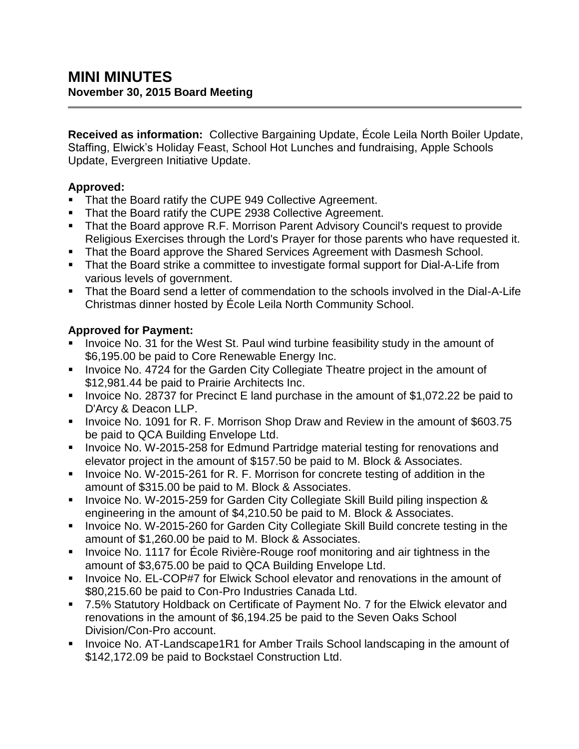# MINI MINUTES

**November 30, 2015 Board Meeting**

---

**Received as information:** Collective Bargaining Update, École Leila North Boiler Update, Staffing, Elwick's Holiday Feast, School Hot Lunches and fundraising, Apple Schools Update, Evergreen Initiative Update.

**Approved:**

- That the Board ratify the CUPE 949 Collective Agreement.
- That the Board ratify the CUPE 2938 Collective Agreement.
- That the Board approve R.F. Morrison Parent Advisory Council's request to provide Religious Exercises through the Lord's Prayer for those parents who have requested it.
- That the Board approve the Shared Services Agreement with Dasmesh School.
- That the Board strike a committee to investigate formal support for Dial-A-Life from various levels of government.
- That the Board send a letter of commendation to the schools involved in the Dial-A-Life Christmas dinner hosted by École Leila North Community School.

**Approved for Payment:**

- Invoice No. 31 for the West St. Paul wind turbine feasibility study in the amount of $6,195.00 be paid to Core Renewable Energy Inc.
- Invoice No. 4724 for the Garden City Collegiate Theatre project in the amount of $12,981.44 be paid to Prairie Architects Inc.
- Invoice No. 28737 for Precinct E land purchase in the amount of $1,072.22 be paid to D'Arcy & Deacon LLP.
- Invoice No. 1091 for R. F. Morrison Shop Draw and Review in the amount of $603.75 be paid to QCA Building Envelope Ltd.
- Invoice No. W-2015-258 for Edmund Partridge material testing for renovations and elevator project in the amount of $157.50 be paid to M. Block & Associates.
- Invoice No. W-2015-261 for R. F. Morrison for concrete testing of addition in the amount of $315.00 be paid to M. Block & Associates.
- Invoice No. W-2015-259 for Garden City Collegiate Skill Build piling inspection & engineering in the amount of $4,210.50 be paid to M. Block & Associates.
- Invoice No. W-2015-260 for Garden City Collegiate Skill Build concrete testing in the amount of $1,260.00 be paid to M. Block & Associates.
- Invoice No. 1117 for École Rivière-Rouge roof monitoring and air tightness in the amount of $3,675.00 be paid to QCA Building Envelope Ltd.
- Invoice No. EL-COP#7 for Elwick School elevator and renovations in the amount of $80,215.60 be paid to Con-Pro Industries Canada Ltd.
- 7.5% Statutory Holdback on Certificate of Payment No. 7 for the Elwick elevator and renovations in the amount of $6,194.25 be paid to the Seven Oaks School Division/Con-Pro account.
- Invoice No. AT-Landscape1R1 for Amber Trails School landscaping in the amount of $142,172.09 be paid to Bockstael Construction Ltd.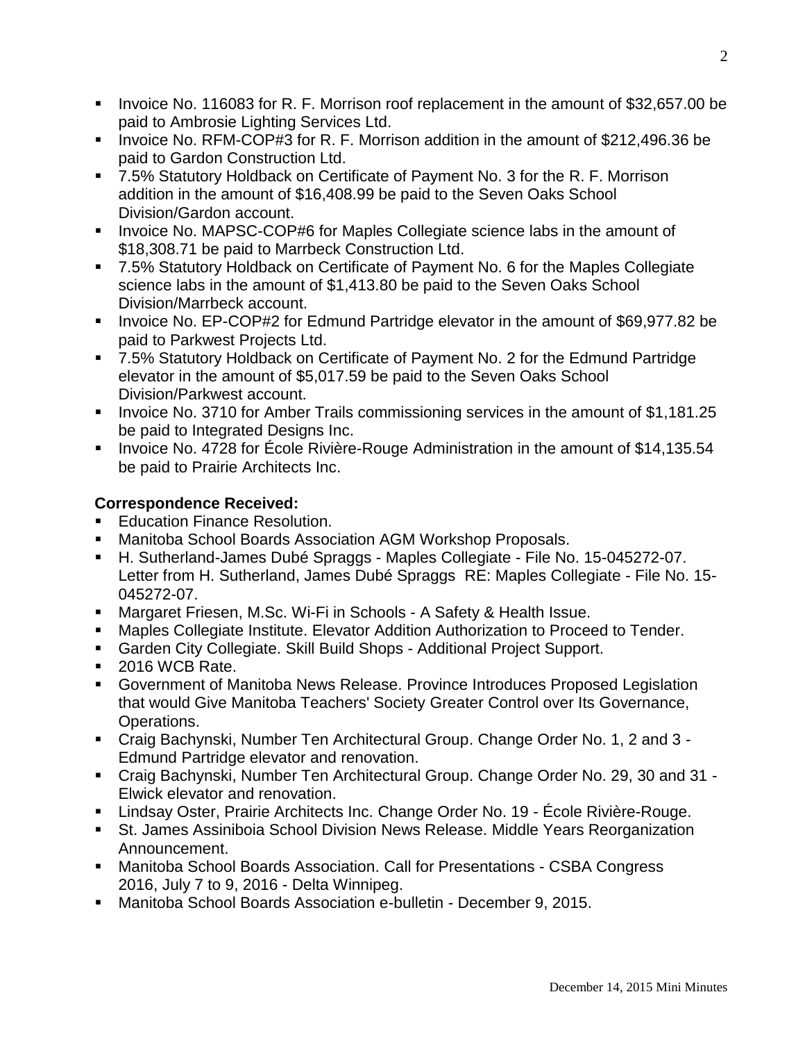- Invoice No. 116083 for R. F. Morrison roof replacement in the amount of $32,657.00 be paid to Ambrosie Lighting Services Ltd.
- Invoice No. RFM-COP#3 for R. F. Morrison addition in the amount of $212,496.36 be paid to Gardon Construction Ltd.
- 7.5% Statutory Holdback on Certificate of Payment No. 3 for the R. F. Morrison addition in the amount of $16,408.99 be paid to the Seven Oaks School Division/Gardon account.
- Invoice No. MAPSC-COP#6 for Maples Collegiate science labs in the amount of $18,308.71 be paid to Marrbeck Construction Ltd.
- 7.5% Statutory Holdback on Certificate of Payment No. 6 for the Maples Collegiate science labs in the amount of $1,413.80 be paid to the Seven Oaks School Division/Marrbeck account.
- Invoice No. EP-COP#2 for Edmund Partridge elevator in the amount of $69,977.82 be paid to Parkwest Projects Ltd.
- 7.5% Statutory Holdback on Certificate of Payment No. 2 for the Edmund Partridge elevator in the amount of $5,017.59 be paid to the Seven Oaks School Division/Parkwest account.
- Invoice No. 3710 for Amber Trails commissioning services in the amount of $1,181.25 be paid to Integrated Designs Inc.
- Invoice No. 4728 for École Rivière-Rouge Administration in the amount of $14,135.54 be paid to Prairie Architects Inc.

**Correspondence Received:**

- Education Finance Resolution.
- Manitoba School Boards Association AGM Workshop Proposals.
- H. Sutherland-James Dubé Spraggs - Maples Collegiate - File No. 15-045272-07. Letter from H. Sutherland, James Dubé Spraggs RE: Maples Collegiate - File No. 15-045272-07.
- Margaret Friesen, M.Sc. Wi-Fi in Schools - A Safety & Health Issue.
- Maples Collegiate Institute. Elevator Addition Authorization to Proceed to Tender.
- Garden City Collegiate. Skill Build Shops - Additional Project Support.
- 2016 WCB Rate.
- Government of Manitoba News Release. Province Introduces Proposed Legislation that would Give Manitoba Teachers' Society Greater Control over Its Governance, Operations.
- Craig Bachynski, Number Ten Architectural Group. Change Order No. 1, 2 and 3 - Edmund Partridge elevator and renovation.
- Craig Bachynski, Number Ten Architectural Group. Change Order No. 29, 30 and 31 - Elwick elevator and renovation.
- Lindsay Oster, Prairie Architects Inc. Change Order No. 19 - École Rivière-Rouge.
- St. James Assiniboia School Division News Release. Middle Years Reorganization Announcement.
- Manitoba School Boards Association. Call for Presentations - CSBA Congress 2016, July 7 to 9, 2016 - Delta Winnipeg.
- Manitoba School Boards Association e-bulletin - December 9, 2015.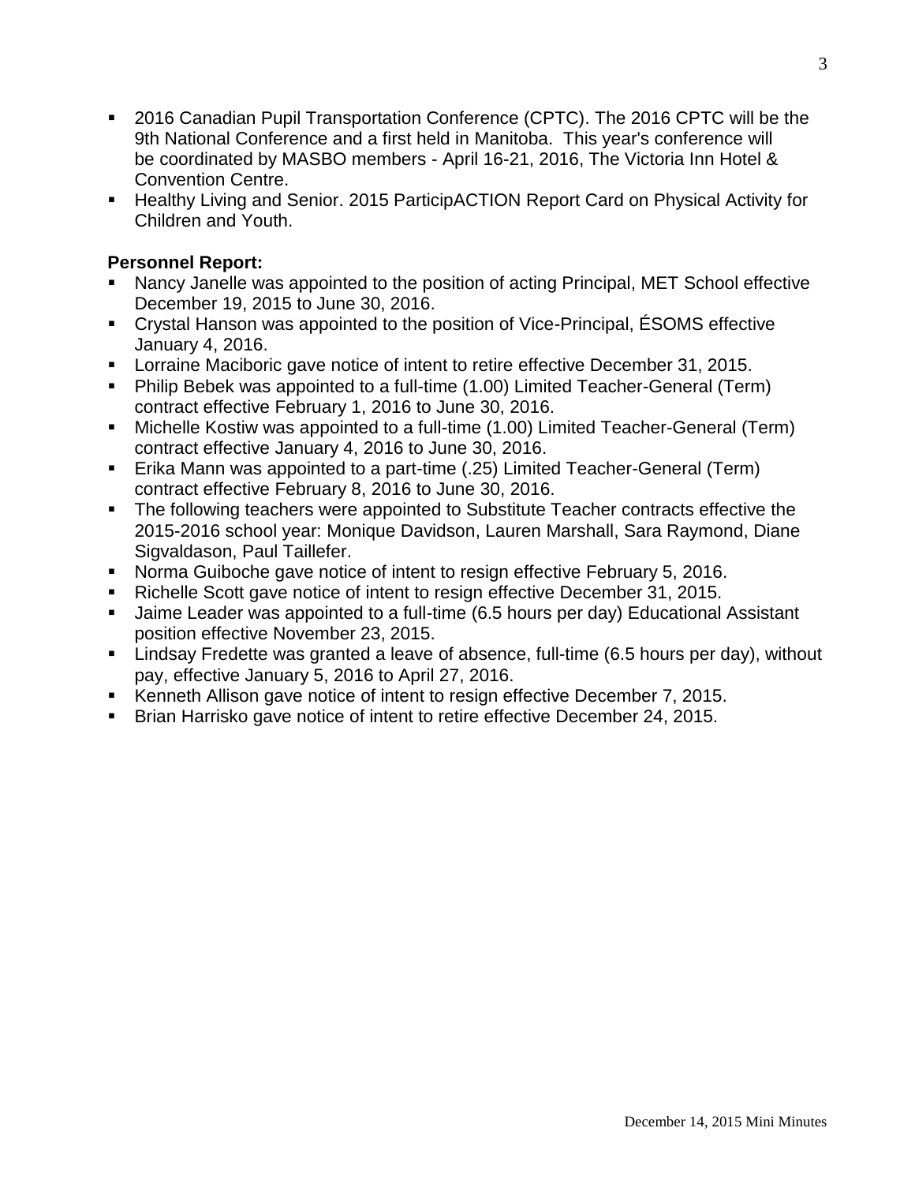- 2016 Canadian Pupil Transportation Conference (CPTC). The 2016 CPTC will be the 9th National Conference and a first held in Manitoba. This year's conference will be coordinated by MASBO members - April 16-21, 2016, The Victoria Inn Hotel & Convention Centre.
- Healthy Living and Senior. 2015 ParticipACTION Report Card on Physical Activity for Children and Youth.

**Personnel Report:**

- Nancy Janelle was appointed to the position of acting Principal, MET School effective December 19, 2015 to June 30, 2016.
- Crystal Hanson was appointed to the position of Vice-Principal, ÉSOMS effective January 4, 2016.
- Lorraine Maciboric gave notice of intent to retire effective December 31, 2015.
- Philip Bebek was appointed to a full-time (1.00) Limited Teacher-General (Term) contract effective February 1, 2016 to June 30, 2016.
- Michelle Kostiw was appointed to a full-time (1.00) Limited Teacher-General (Term) contract effective January 4, 2016 to June 30, 2016.
- Erika Mann was appointed to a part-time (.25) Limited Teacher-General (Term) contract effective February 8, 2016 to June 30, 2016.
- The following teachers were appointed to Substitute Teacher contracts effective the 2015-2016 school year: Monique Davidson, Lauren Marshall, Sara Raymond, Diane Sigvaldason, Paul Taillefer.
- Norma Guiboche gave notice of intent to resign effective February 5, 2016.
- Richelle Scott gave notice of intent to resign effective December 31, 2015.
- Jaime Leader was appointed to a full-time (6.5 hours per day) Educational Assistant position effective November 23, 2015.
- Lindsay Fredette was granted a leave of absence, full-time (6.5 hours per day), without pay, effective January 5, 2016 to April 27, 2016.
- Kenneth Allison gave notice of intent to resign effective December 7, 2015.
- Brian Harrisko gave notice of intent to retire effective December 24, 2015.